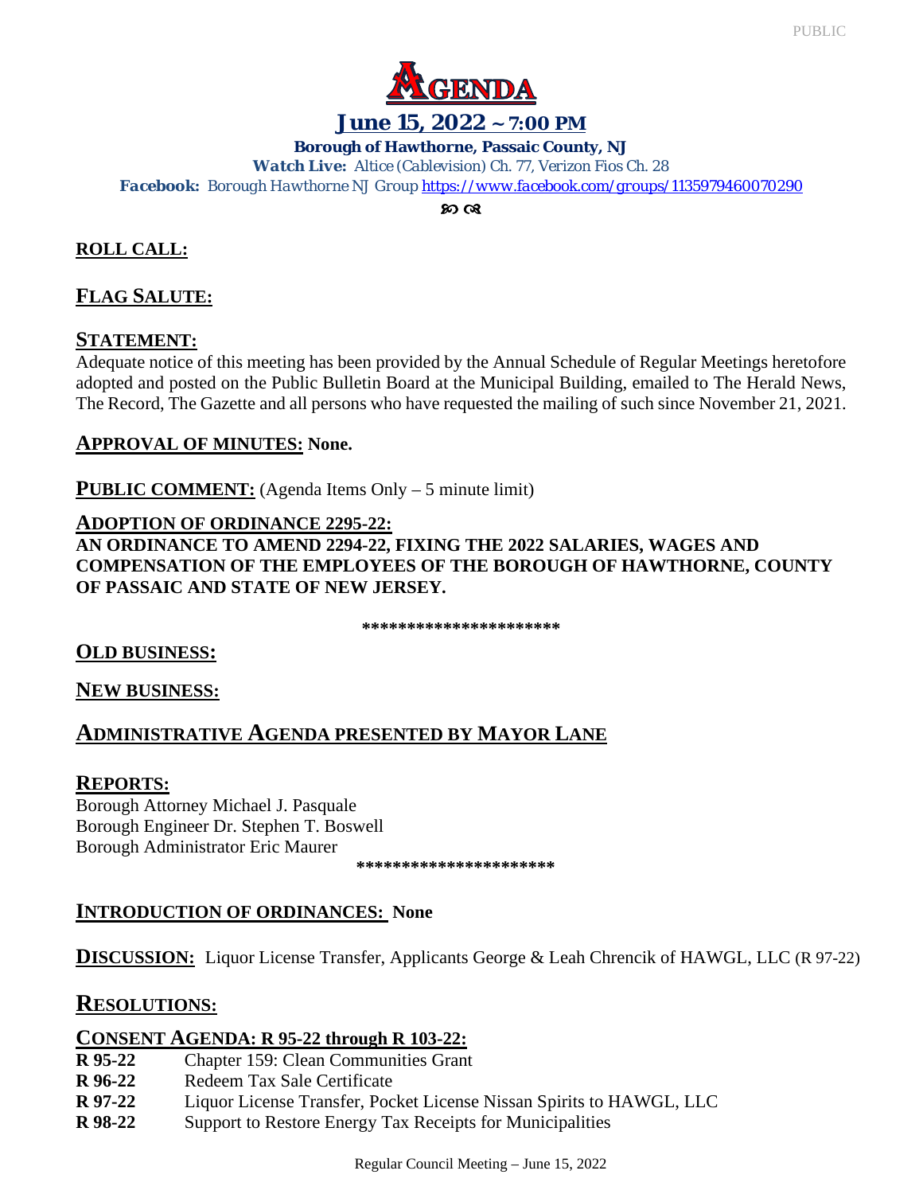# AGENDA

## June 15, 2022 ~ 7:00 PM

**Borough of Hawthorne, Passaic County, NJ**

***Watch Live:*** *Altice (Cablevision) Ch. 77, Verizon Fios Ch. 28*

***Facebook:*** *Borough Hawthorne NJ Group* https://www.facebook.com/groups/1135979460070290

## ROLL CALL:

## FLAG SALUTE:

## STATEMENT:

Adequate notice of this meeting has been provided by the Annual Schedule of Regular Meetings heretofore adopted and posted on the Public Bulletin Board at the Municipal Building, emailed to The Herald News, The Record, The Gazette and all persons who have requested the mailing of such since November 21, 2021.

**APPROVAL OF MINUTES:** **None.**

**PUBLIC COMMENT:** (Agenda Items Only – 5 minute limit)

**ADOPTION OF ORDINANCE 2295-22:**

**AN ORDINANCE TO AMEND 2294-22, FIXING THE 2022 SALARIES, WAGES AND COMPENSATION OF THE EMPLOYEES OF THE BOROUGH OF HAWTHORNE, COUNTY OF PASSAIC AND STATE OF NEW JERSEY.**

**********************

## OLD BUSINESS:

## NEW BUSINESS:

## ADMINISTRATIVE AGENDA PRESENTED BY MAYOR LANE

## REPORTS:

Borough Attorney Michael J. Pasquale
Borough Engineer Dr. Stephen T. Boswell
Borough Administrator Eric Maurer

**********************

**INTRODUCTION OF ORDINANCES:** **None**

**DISCUSSION:** Liquor License Transfer, Applicants George & Leah Chrencik of HAWGL, LLC (R 97-22)

## RESOLUTIONS:

**CONSENT AGENDA: R 95-22 through R 103-22:**

- **R 95-22** Chapter 159: Clean Communities Grant
- **R 96-22** Redeem Tax Sale Certificate
- **R 97-22** Liquor License Transfer, Pocket License Nissan Spirits to HAWGL, LLC
- **R 98-22** Support to Restore Energy Tax Receipts for Municipalities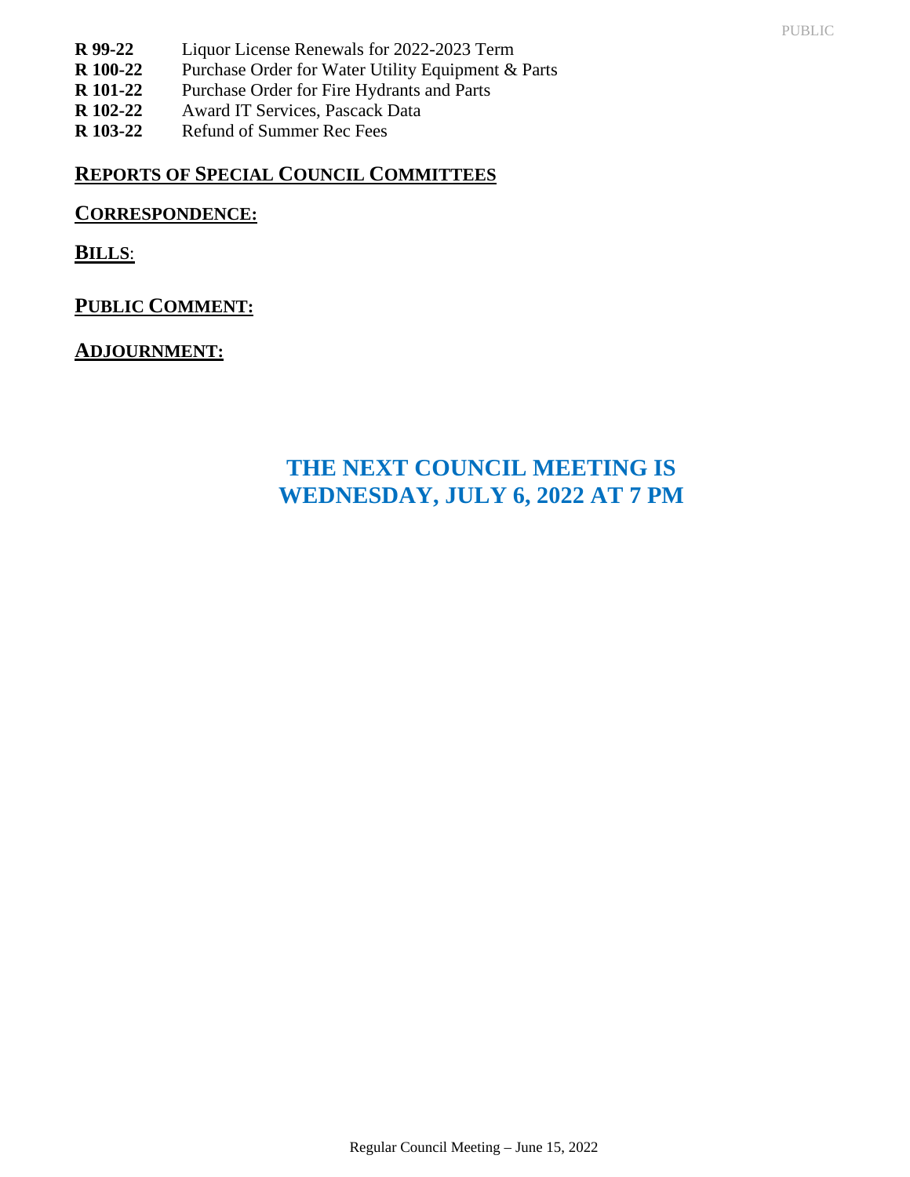**R 99-22** Liquor License Renewals for 2022-2023 Term
**R 100-22** Purchase Order for Water Utility Equipment & Parts
**R 101-22** Purchase Order for Fire Hydrants and Parts
**R 102-22** Award IT Services, Pascack Data
**R 103-22** Refund of Summer Rec Fees

## REPORTS OF SPECIAL COUNCIL COMMITTEES

## CORRESPONDENCE:

## BILLS:

## PUBLIC COMMENT:

## ADJOURNMENT:

**THE NEXT COUNCIL MEETING IS WEDNESDAY, JULY 6, 2022 AT 7 PM**